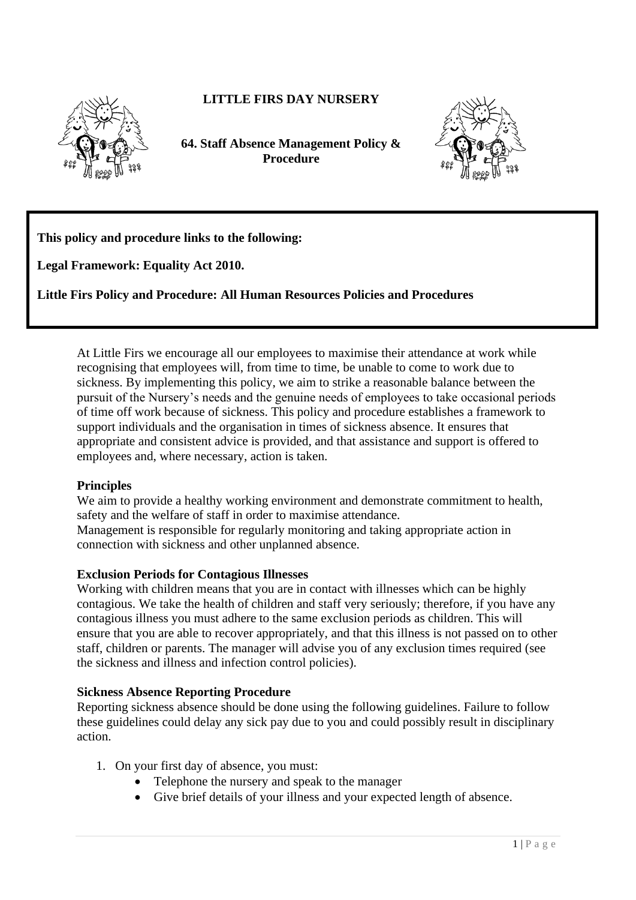# LITTLE FIRS DAY NURSERY

## 64. Staff Absence Management Policy & Procedure

**This policy and procedure links to the following:**

**Legal Framework: Equality Act 2010.**

**Little Firs Policy and Procedure: All Human Resources Policies and Procedures**

At Little Firs we encourage all our employees to maximise their attendance at work while recognising that employees will, from time to time, be unable to come to work due to sickness. By implementing this policy, we aim to strike a reasonable balance between the pursuit of the Nursery's needs and the genuine needs of employees to take occasional periods of time off work because of sickness. This policy and procedure establishes a framework to support individuals and the organisation in times of sickness absence. It ensures that appropriate and consistent advice is provided, and that assistance and support is offered to employees and, where necessary, action is taken.

**Principles**

We aim to provide a healthy working environment and demonstrate commitment to health, safety and the welfare of staff in order to maximise attendance.
Management is responsible for regularly monitoring and taking appropriate action in connection with sickness and other unplanned absence.

**Exclusion Periods for Contagious Illnesses**

Working with children means that you are in contact with illnesses which can be highly contagious. We take the health of children and staff very seriously; therefore, if you have any contagious illness you must adhere to the same exclusion periods as children. This will ensure that you are able to recover appropriately, and that this illness is not passed on to other staff, children or parents. The manager will advise you of any exclusion times required (see the sickness and illness and infection control policies).

**Sickness Absence Reporting Procedure**

Reporting sickness absence should be done using the following guidelines. Failure to follow these guidelines could delay any sick pay due to you and could possibly result in disciplinary action.

1. On your first day of absence, you must:
   - Telephone the nursery and speak to the manager
   - Give brief details of your illness and your expected length of absence.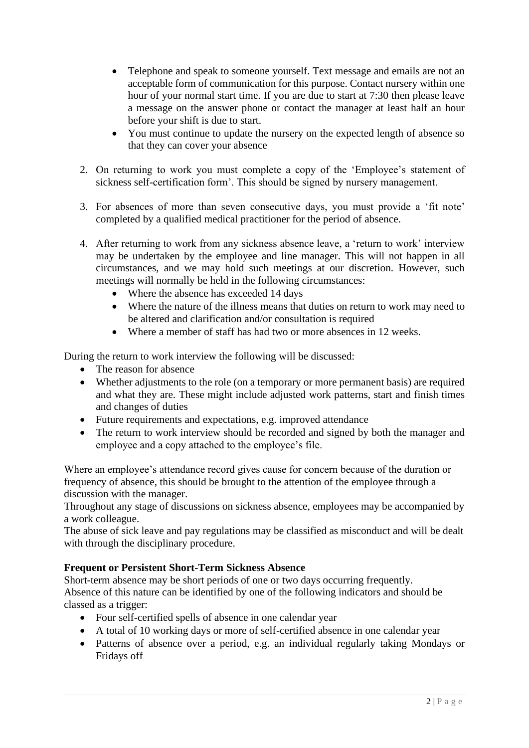- Telephone and speak to someone yourself. Text message and emails are not an acceptable form of communication for this purpose. Contact nursery within one hour of your normal start time. If you are due to start at 7:30 then please leave a message on the answer phone or contact the manager at least half an hour before your shift is due to start.
- You must continue to update the nursery on the expected length of absence so that they can cover your absence

2. On returning to work you must complete a copy of the 'Employee's statement of sickness self-certification form'. This should be signed by nursery management.

3. For absences of more than seven consecutive days, you must provide a 'fit note' completed by a qualified medical practitioner for the period of absence.

4. After returning to work from any sickness absence leave, a 'return to work' interview may be undertaken by the employee and line manager. This will not happen in all circumstances, and we may hold such meetings at our discretion. However, such meetings will normally be held in the following circumstances:
   - Where the absence has exceeded 14 days
   - Where the nature of the illness means that duties on return to work may need to be altered and clarification and/or consultation is required
   - Where a member of staff has had two or more absences in 12 weeks.

During the return to work interview the following will be discussed:

- The reason for absence
- Whether adjustments to the role (on a temporary or more permanent basis) are required and what they are. These might include adjusted work patterns, start and finish times and changes of duties
- Future requirements and expectations, e.g. improved attendance
- The return to work interview should be recorded and signed by both the manager and employee and a copy attached to the employee's file.

Where an employee's attendance record gives cause for concern because of the duration or frequency of absence, this should be brought to the attention of the employee through a discussion with the manager.

Throughout any stage of discussions on sickness absence, employees may be accompanied by a work colleague.

The abuse of sick leave and pay regulations may be classified as misconduct and will be dealt with through the disciplinary procedure.

**Frequent or Persistent Short-Term Sickness Absence**

Short-term absence may be short periods of one or two days occurring frequently.

Absence of this nature can be identified by one of the following indicators and should be classed as a trigger:

- Four self-certified spells of absence in one calendar year
- A total of 10 working days or more of self-certified absence in one calendar year
- Patterns of absence over a period, e.g. an individual regularly taking Mondays or Fridays off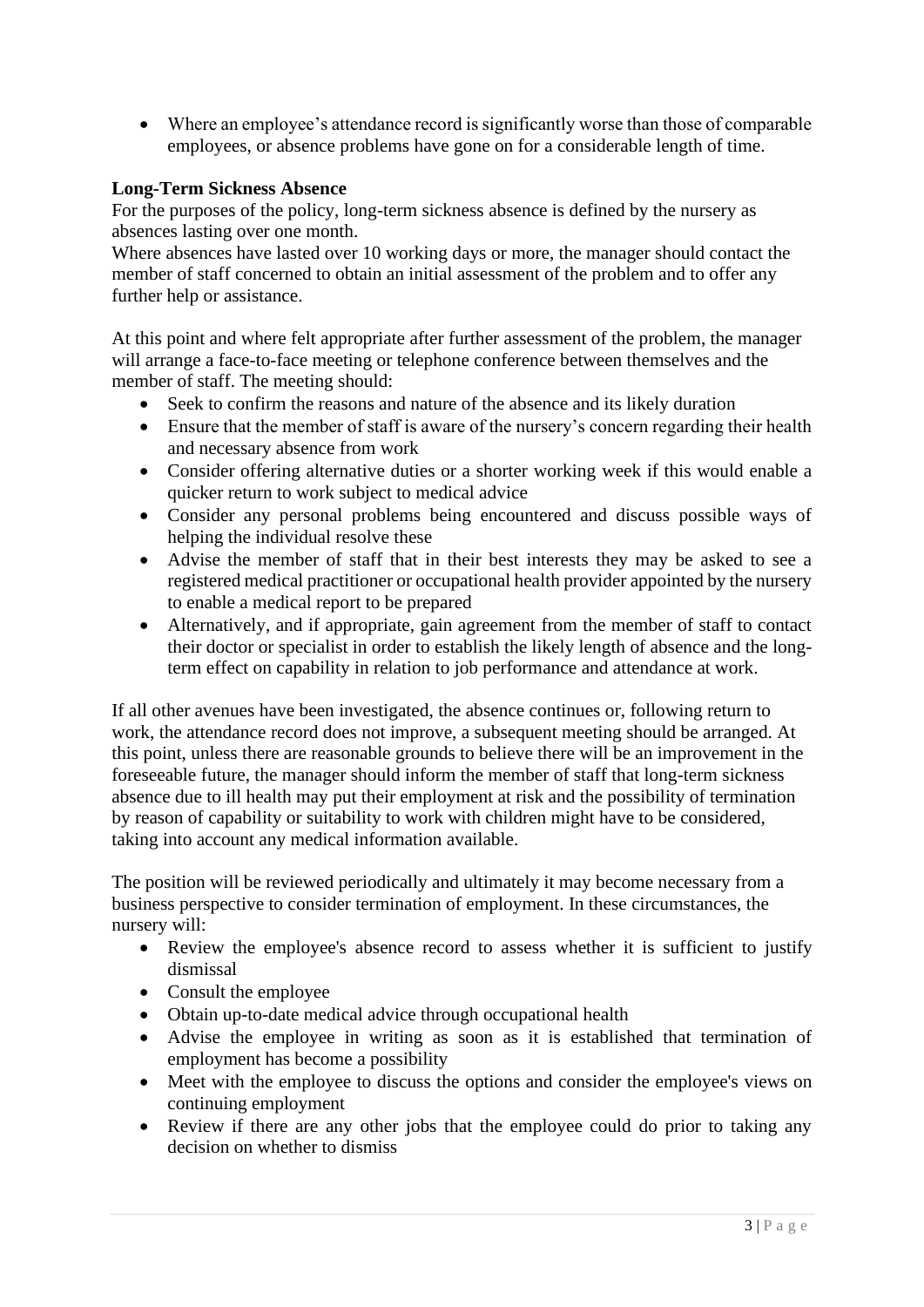- Where an employee's attendance record is significantly worse than those of comparable employees, or absence problems have gone on for a considerable length of time.

**Long-Term Sickness Absence**

For the purposes of the policy, long-term sickness absence is defined by the nursery as absences lasting over one month.

Where absences have lasted over 10 working days or more, the manager should contact the member of staff concerned to obtain an initial assessment of the problem and to offer any further help or assistance.

At this point and where felt appropriate after further assessment of the problem, the manager will arrange a face-to-face meeting or telephone conference between themselves and the member of staff. The meeting should:

- Seek to confirm the reasons and nature of the absence and its likely duration
- Ensure that the member of staff is aware of the nursery's concern regarding their health and necessary absence from work
- Consider offering alternative duties or a shorter working week if this would enable a quicker return to work subject to medical advice
- Consider any personal problems being encountered and discuss possible ways of helping the individual resolve these
- Advise the member of staff that in their best interests they may be asked to see a registered medical practitioner or occupational health provider appointed by the nursery to enable a medical report to be prepared
- Alternatively, and if appropriate, gain agreement from the member of staff to contact their doctor or specialist in order to establish the likely length of absence and the long-term effect on capability in relation to job performance and attendance at work.

If all other avenues have been investigated, the absence continues or, following return to work, the attendance record does not improve, a subsequent meeting should be arranged. At this point, unless there are reasonable grounds to believe there will be an improvement in the foreseeable future, the manager should inform the member of staff that long-term sickness absence due to ill health may put their employment at risk and the possibility of termination by reason of capability or suitability to work with children might have to be considered, taking into account any medical information available.

The position will be reviewed periodically and ultimately it may become necessary from a business perspective to consider termination of employment. In these circumstances, the nursery will:

- Review the employee's absence record to assess whether it is sufficient to justify dismissal
- Consult the employee
- Obtain up-to-date medical advice through occupational health
- Advise the employee in writing as soon as it is established that termination of employment has become a possibility
- Meet with the employee to discuss the options and consider the employee's views on continuing employment
- Review if there are any other jobs that the employee could do prior to taking any decision on whether to dismiss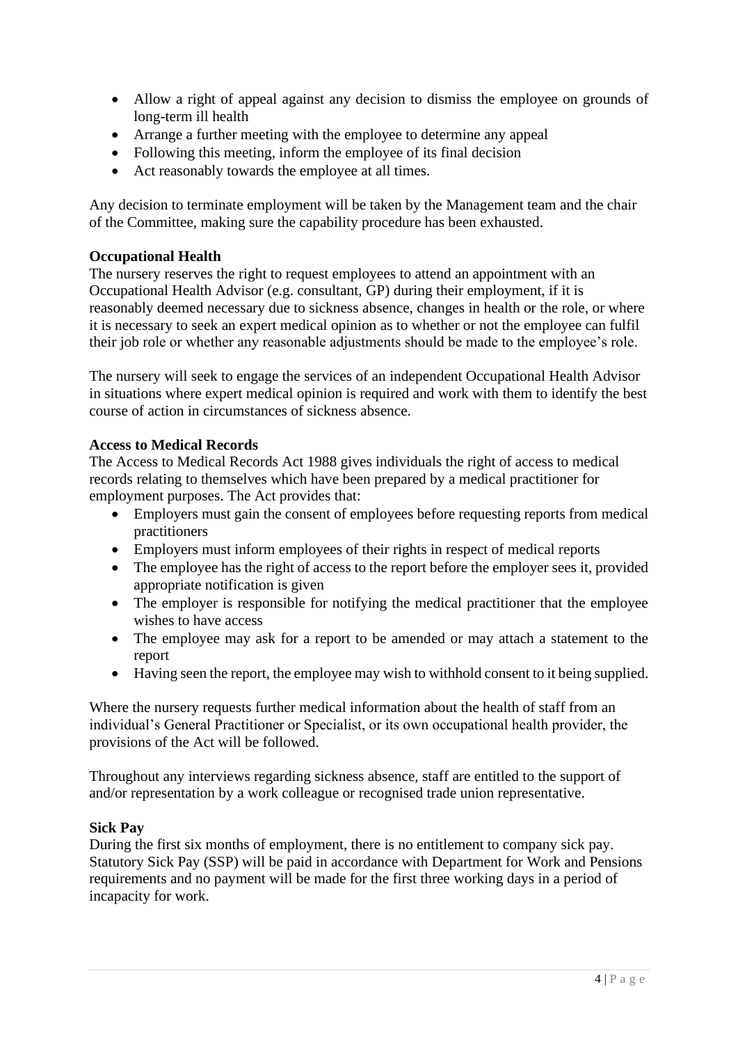- Allow a right of appeal against any decision to dismiss the employee on grounds of long-term ill health
- Arrange a further meeting with the employee to determine any appeal
- Following this meeting, inform the employee of its final decision
- Act reasonably towards the employee at all times.

Any decision to terminate employment will be taken by the Management team and the chair of the Committee, making sure the capability procedure has been exhausted.

**Occupational Health**

The nursery reserves the right to request employees to attend an appointment with an Occupational Health Advisor (e.g. consultant, GP) during their employment, if it is reasonably deemed necessary due to sickness absence, changes in health or the role, or where it is necessary to seek an expert medical opinion as to whether or not the employee can fulfil their job role or whether any reasonable adjustments should be made to the employee's role.

The nursery will seek to engage the services of an independent Occupational Health Advisor in situations where expert medical opinion is required and work with them to identify the best course of action in circumstances of sickness absence.

**Access to Medical Records**

The Access to Medical Records Act 1988 gives individuals the right of access to medical records relating to themselves which have been prepared by a medical practitioner for employment purposes. The Act provides that:

- Employers must gain the consent of employees before requesting reports from medical practitioners
- Employers must inform employees of their rights in respect of medical reports
- The employee has the right of access to the report before the employer sees it, provided appropriate notification is given
- The employer is responsible for notifying the medical practitioner that the employee wishes to have access
- The employee may ask for a report to be amended or may attach a statement to the report
- Having seen the report, the employee may wish to withhold consent to it being supplied.

Where the nursery requests further medical information about the health of staff from an individual's General Practitioner or Specialist, or its own occupational health provider, the provisions of the Act will be followed.

Throughout any interviews regarding sickness absence, staff are entitled to the support of and/or representation by a work colleague or recognised trade union representative.

**Sick Pay**

During the first six months of employment, there is no entitlement to company sick pay. Statutory Sick Pay (SSP) will be paid in accordance with Department for Work and Pensions requirements and no payment will be made for the first three working days in a period of incapacity for work.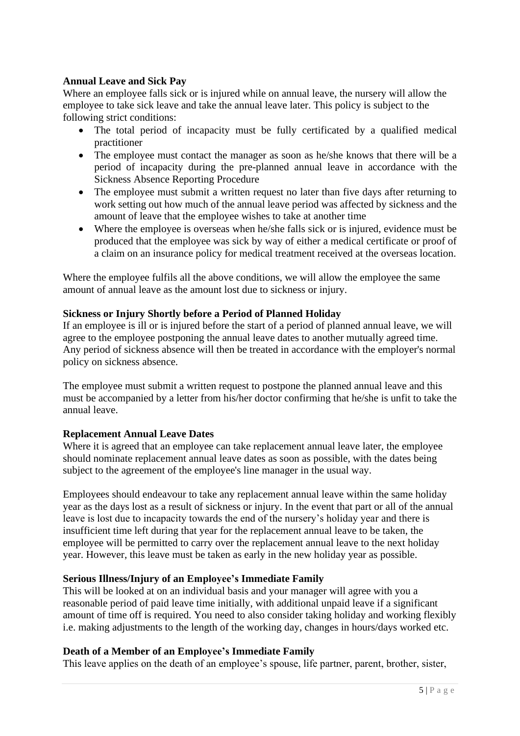**Annual Leave and Sick Pay**

Where an employee falls sick or is injured while on annual leave, the nursery will allow the employee to take sick leave and take the annual leave later. This policy is subject to the following strict conditions:

- The total period of incapacity must be fully certificated by a qualified medical practitioner
- The employee must contact the manager as soon as he/she knows that there will be a period of incapacity during the pre-planned annual leave in accordance with the Sickness Absence Reporting Procedure
- The employee must submit a written request no later than five days after returning to work setting out how much of the annual leave period was affected by sickness and the amount of leave that the employee wishes to take at another time
- Where the employee is overseas when he/she falls sick or is injured, evidence must be produced that the employee was sick by way of either a medical certificate or proof of a claim on an insurance policy for medical treatment received at the overseas location.

Where the employee fulfils all the above conditions, we will allow the employee the same amount of annual leave as the amount lost due to sickness or injury.

**Sickness or Injury Shortly before a Period of Planned Holiday**

If an employee is ill or is injured before the start of a period of planned annual leave, we will agree to the employee postponing the annual leave dates to another mutually agreed time. Any period of sickness absence will then be treated in accordance with the employer's normal policy on sickness absence.

The employee must submit a written request to postpone the planned annual leave and this must be accompanied by a letter from his/her doctor confirming that he/she is unfit to take the annual leave.

**Replacement Annual Leave Dates**

Where it is agreed that an employee can take replacement annual leave later, the employee should nominate replacement annual leave dates as soon as possible, with the dates being subject to the agreement of the employee's line manager in the usual way.

Employees should endeavour to take any replacement annual leave within the same holiday year as the days lost as a result of sickness or injury. In the event that part or all of the annual leave is lost due to incapacity towards the end of the nursery's holiday year and there is insufficient time left during that year for the replacement annual leave to be taken, the employee will be permitted to carry over the replacement annual leave to the next holiday year. However, this leave must be taken as early in the new holiday year as possible.

**Serious Illness/Injury of an Employee's Immediate Family**

This will be looked at on an individual basis and your manager will agree with you a reasonable period of paid leave time initially, with additional unpaid leave if a significant amount of time off is required. You need to also consider taking holiday and working flexibly i.e. making adjustments to the length of the working day, changes in hours/days worked etc.

**Death of a Member of an Employee's Immediate Family**

This leave applies on the death of an employee's spouse, life partner, parent, brother, sister,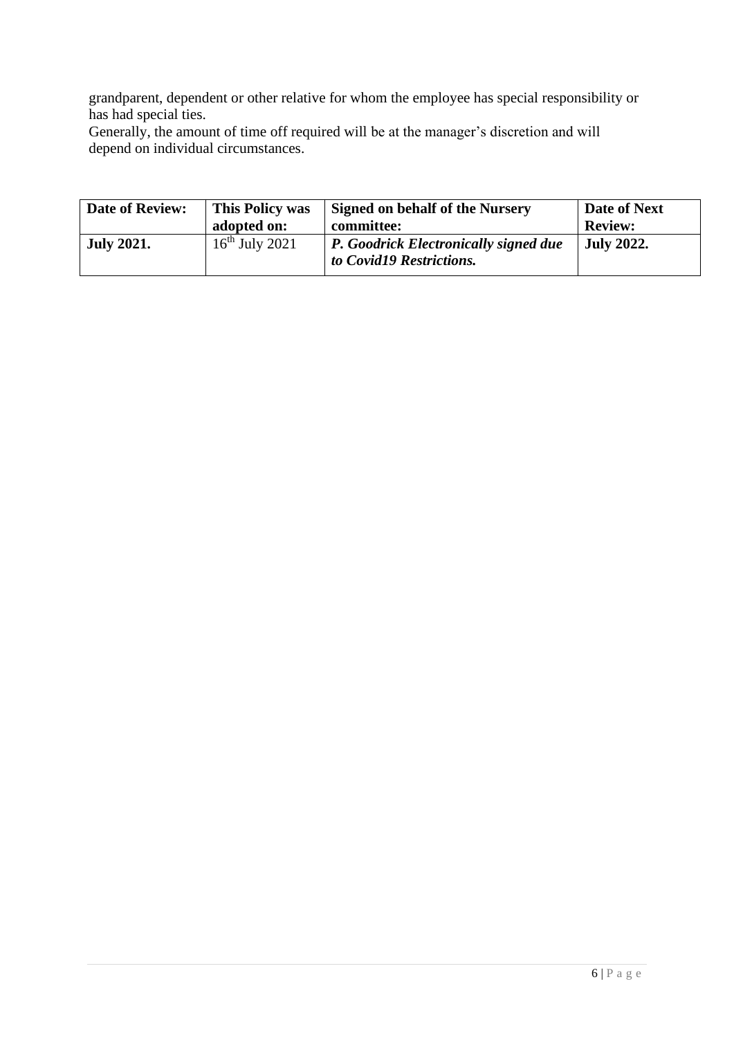grandparent, dependent or other relative for whom the employee has special responsibility or has had special ties.

Generally, the amount of time off required will be at the manager's discretion and will depend on individual circumstances.

| **Date of Review:** | **This Policy was adopted on:** | **Signed on behalf of the Nursery committee:** | **Date of Next Review:** |
|---|---|---|---|
| **July 2021.** | 16th July 2021 | ***P. Goodrick Electronically signed due to Covid19 Restrictions.*** | **July 2022.** |